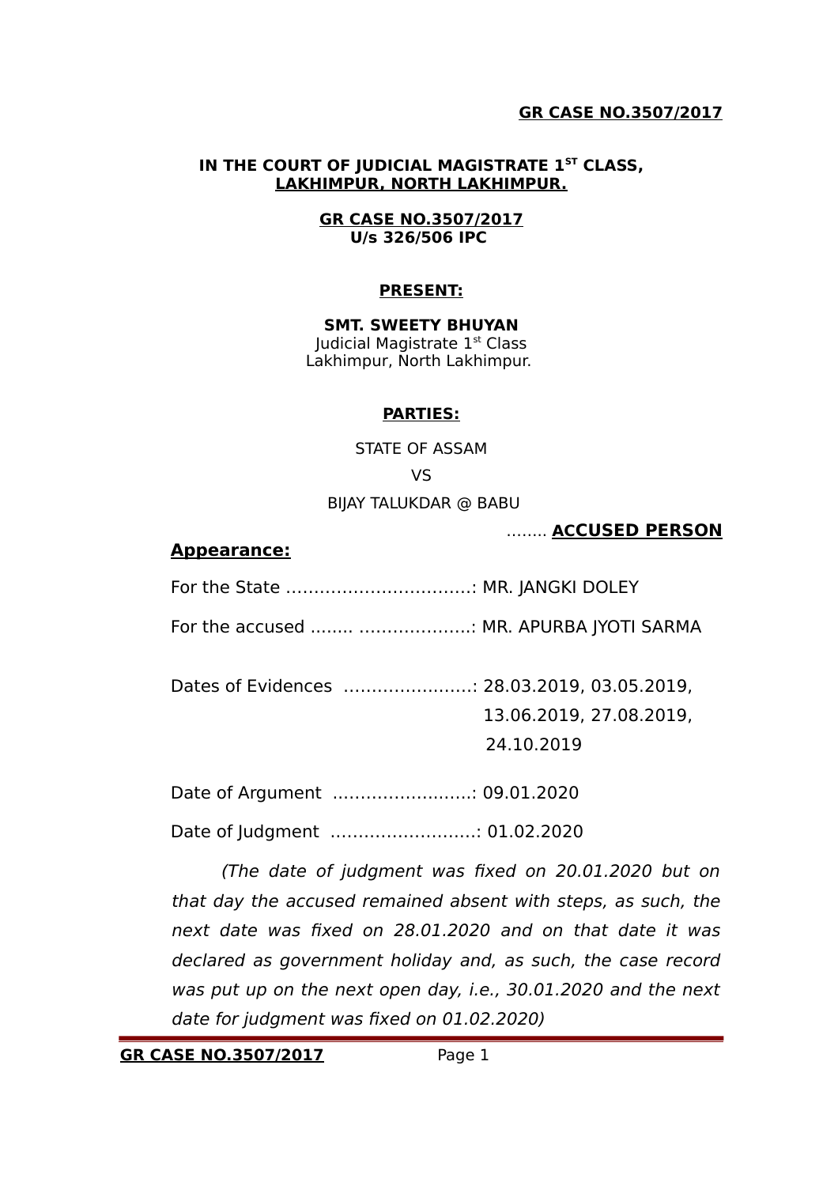**IN THE COURT OF JUDICIAL MAGISTRATE 1ST CLASS,**
**LAKHIMPUR, NORTH LAKHIMPUR.**

**GR CASE NO.3507/2017**
**U/s 326/506 IPC**

**PRESENT:**

**SMT. SWEETY BHUYAN**
Judicial Magistrate 1st Class
Lakhimpur, North Lakhimpur.

**PARTIES:**

STATE OF ASSAM

VS

BIJAY TALUKDAR @ BABU

........ **ACCUSED PERSON**

**Appearance:**

For the State ……………………………: MR. JANGKI DOLEY

For the accused ........ ………………..: MR. APURBA JYOTI SARMA

Dates of Evidences …………………..: 28.03.2019, 03.05.2019, 13.06.2019, 27.08.2019, 24.10.2019

Date of Argument …………………….: 09.01.2020

Date of Judgment ……………………..: 01.02.2020

*(The date of judgment was fixed on 20.01.2020 but on that day the accused remained absent with steps, as such, the next date was fixed on 28.01.2020 and on that date it was declared as government holiday and, as such, the case record was put up on the next open day, i.e., 30.01.2020 and the next date for judgment was fixed on 01.02.2020)*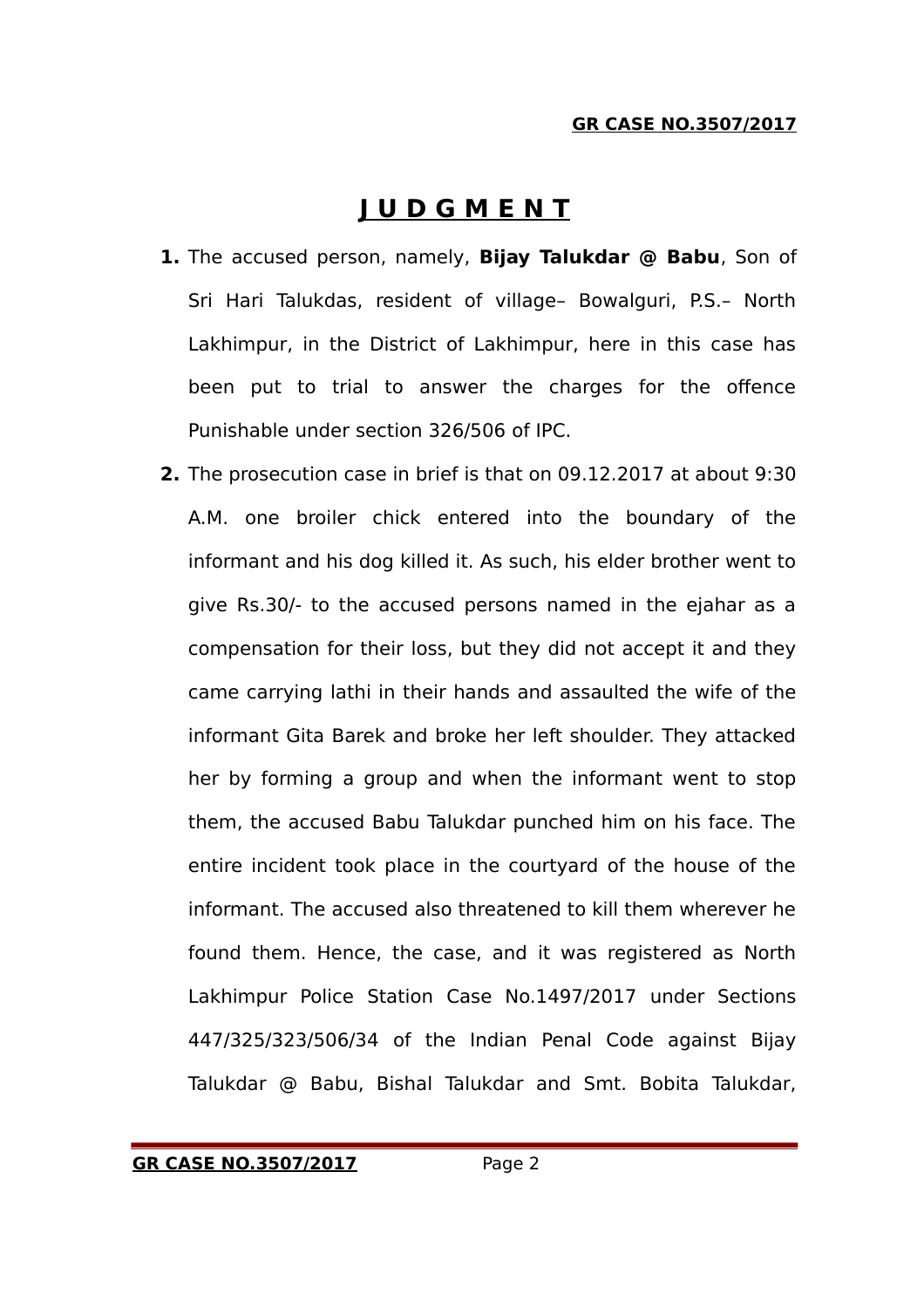# J U D G M E N T

1. The accused person, namely, **Bijay Talukdar @ Babu**, Son of Sri Hari Talukdas, resident of village– Bowalguri, P.S.– North Lakhimpur, in the District of Lakhimpur, here in this case has been put to trial to answer the charges for the offence Punishable under section 326/506 of IPC.

2. The prosecution case in brief is that on 09.12.2017 at about 9:30 A.M. one broiler chick entered into the boundary of the informant and his dog killed it. As such, his elder brother went to give Rs.30/- to the accused persons named in the ejahar as a compensation for their loss, but they did not accept it and they came carrying lathi in their hands and assaulted the wife of the informant Gita Barek and broke her left shoulder. They attacked her by forming a group and when the informant went to stop them, the accused Babu Talukdar punched him on his face. The entire incident took place in the courtyard of the house of the informant. The accused also threatened to kill them wherever he found them. Hence, the case, and it was registered as North Lakhimpur Police Station Case No.1497/2017 under Sections 447/325/323/506/34 of the Indian Penal Code against Bijay Talukdar @ Babu, Bishal Talukdar and Smt. Bobita Talukdar,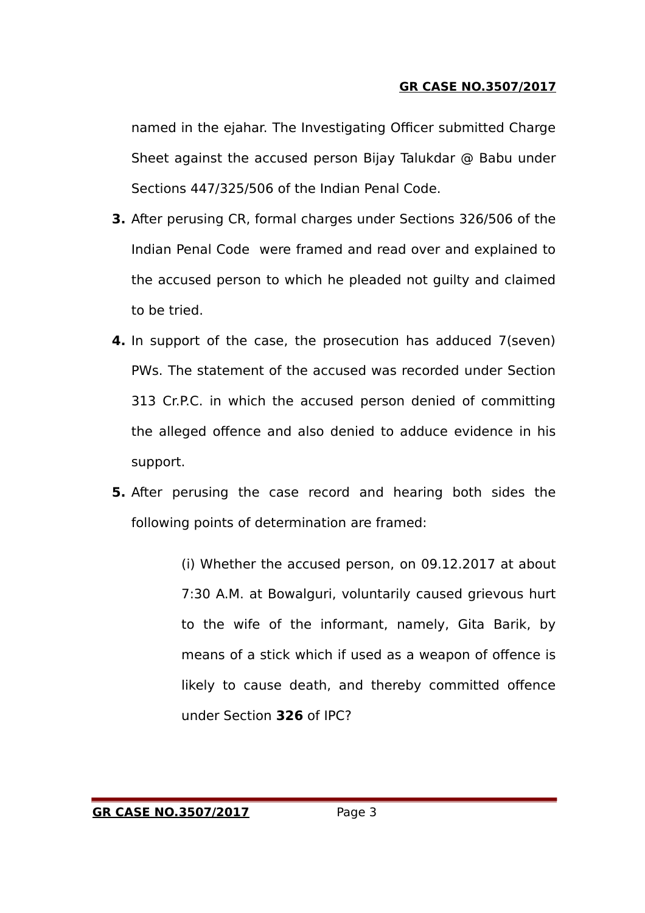named in the ejahar. The Investigating Officer submitted Charge Sheet against the accused person Bijay Talukdar @ Babu under Sections 447/325/506 of the Indian Penal Code.

**3.** After perusing CR, formal charges under Sections 326/506 of the Indian Penal Code were framed and read over and explained to the accused person to which he pleaded not guilty and claimed to be tried.

**4.** In support of the case, the prosecution has adduced 7(seven) PWs. The statement of the accused was recorded under Section 313 Cr.P.C. in which the accused person denied of committing the alleged offence and also denied to adduce evidence in his support.

**5.** After perusing the case record and hearing both sides the following points of determination are framed:

> (i) Whether the accused person, on 09.12.2017 at about 7:30 A.M. at Bowalguri, voluntarily caused grievous hurt to the wife of the informant, namely, Gita Barik, by means of a stick which if used as a weapon of offence is likely to cause death, and thereby committed offence under Section **326** of IPC?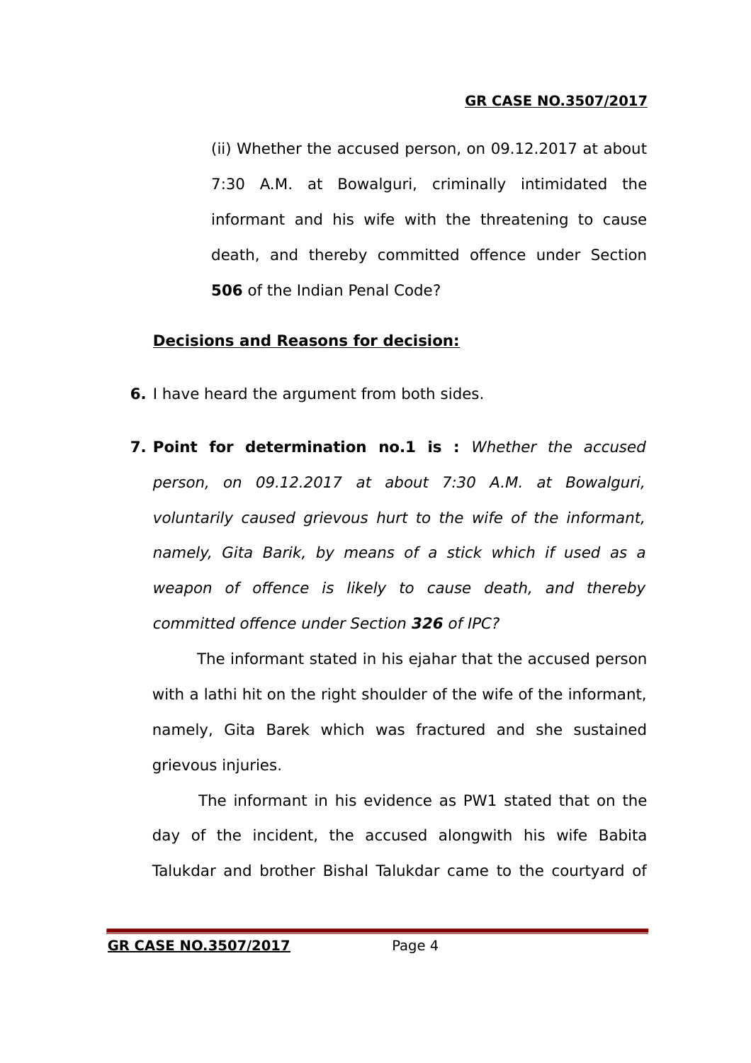(ii) Whether the accused person, on 09.12.2017 at about 7:30 A.M. at Bowalguri, criminally intimidated the informant and his wife with the threatening to cause death, and thereby committed offence under Section **506** of the Indian Penal Code?

**Decisions and Reasons for decision:**

**6.** I have heard the argument from both sides.

**7. Point for determination no.1 is :** *Whether the accused person, on 09.12.2017 at about 7:30 A.M. at Bowalguri, voluntarily caused grievous hurt to the wife of the informant, namely, Gita Barik, by means of a stick which if used as a weapon of offence is likely to cause death, and thereby committed offence under Section* ***326*** *of IPC?*

The informant stated in his ejahar that the accused person with a lathi hit on the right shoulder of the wife of the informant, namely, Gita Barek which was fractured and she sustained grievous injuries.

The informant in his evidence as PW1 stated that on the day of the incident, the accused alongwith his wife Babita Talukdar and brother Bishal Talukdar came to the courtyard of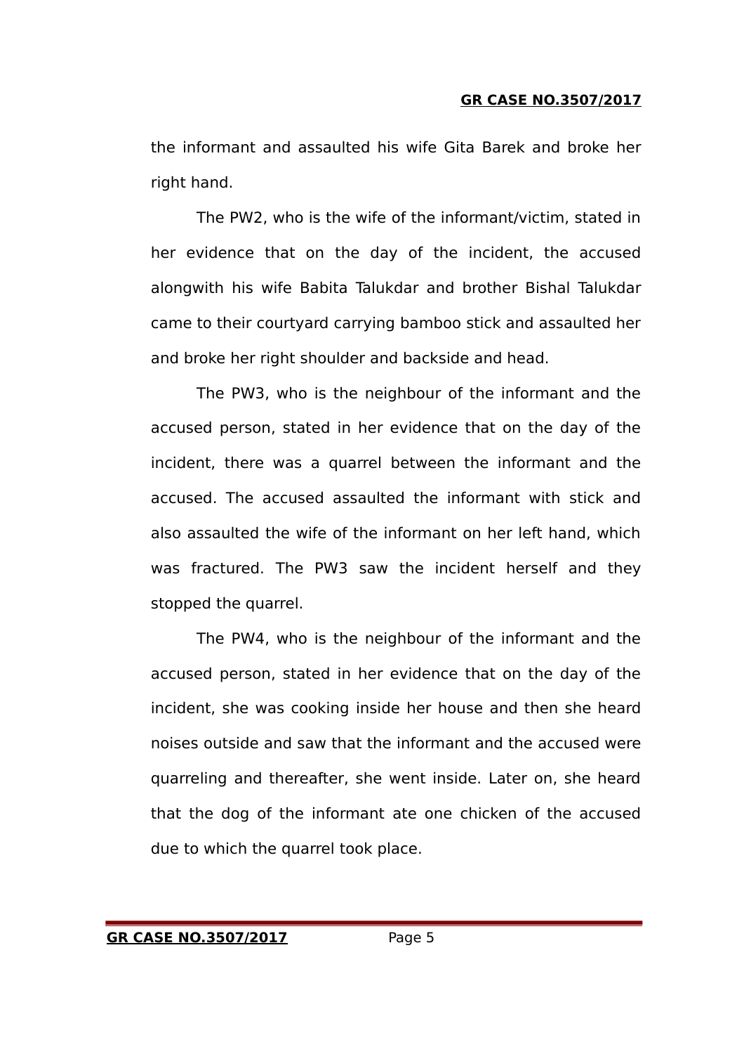the informant and assaulted his wife Gita Barek and broke her right hand.

The PW2, who is the wife of the informant/victim, stated in her evidence that on the day of the incident, the accused alongwith his wife Babita Talukdar and brother Bishal Talukdar came to their courtyard carrying bamboo stick and assaulted her and broke her right shoulder and backside and head.

The PW3, who is the neighbour of the informant and the accused person, stated in her evidence that on the day of the incident, there was a quarrel between the informant and the accused. The accused assaulted the informant with stick and also assaulted the wife of the informant on her left hand, which was fractured. The PW3 saw the incident herself and they stopped the quarrel.

The PW4, who is the neighbour of the informant and the accused person, stated in her evidence that on the day of the incident, she was cooking inside her house and then she heard noises outside and saw that the informant and the accused were quarreling and thereafter, she went inside. Later on, she heard that the dog of the informant ate one chicken of the accused due to which the quarrel took place.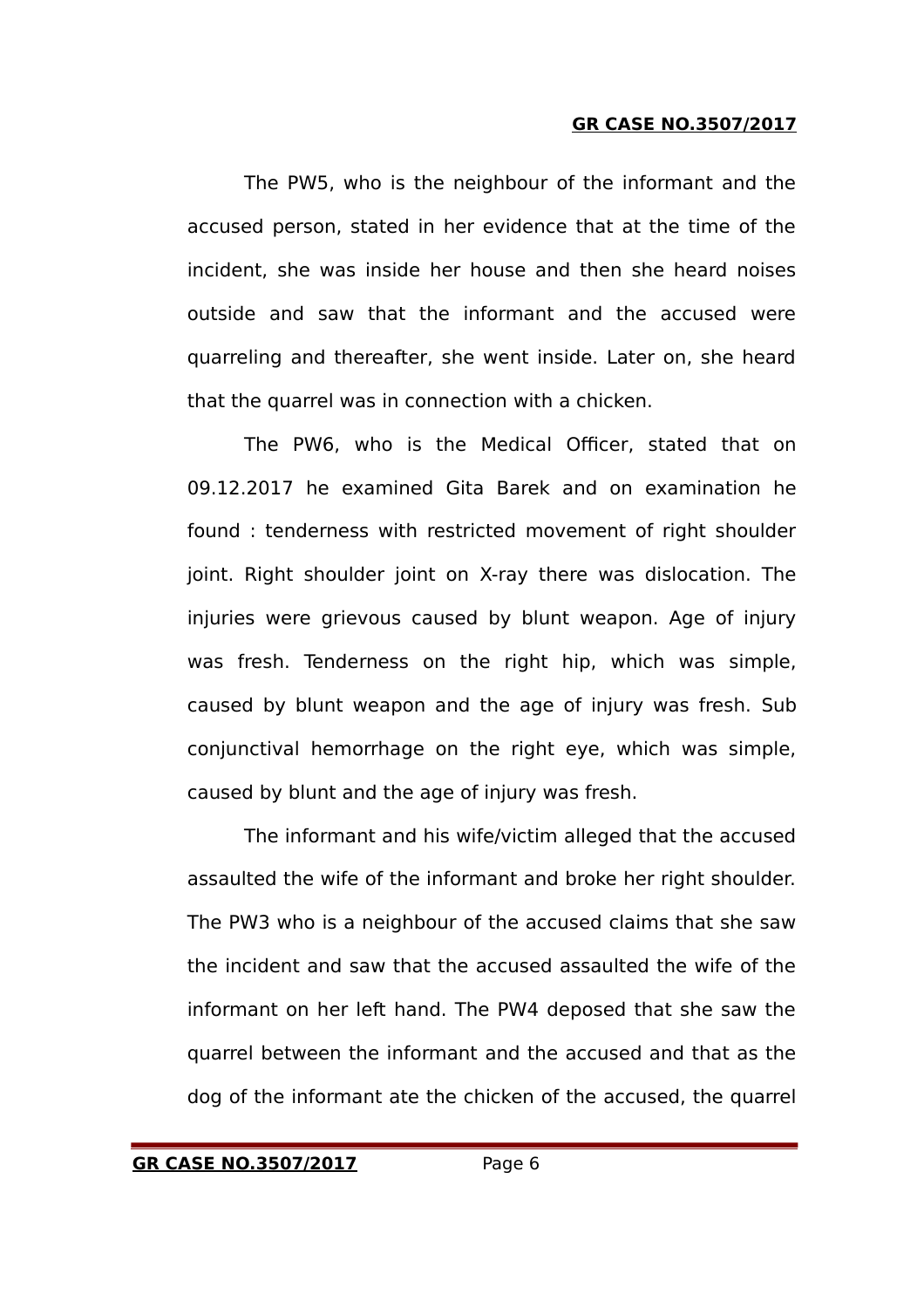The PW5, who is the neighbour of the informant and the accused person, stated in her evidence that at the time of the incident, she was inside her house and then she heard noises outside and saw that the informant and the accused were quarreling and thereafter, she went inside. Later on, she heard that the quarrel was in connection with a chicken.

The PW6, who is the Medical Officer, stated that on 09.12.2017 he examined Gita Barek and on examination he found : tenderness with restricted movement of right shoulder joint. Right shoulder joint on X-ray there was dislocation. The injuries were grievous caused by blunt weapon. Age of injury was fresh. Tenderness on the right hip, which was simple, caused by blunt weapon and the age of injury was fresh. Sub conjunctival hemorrhage on the right eye, which was simple, caused by blunt and the age of injury was fresh.

The informant and his wife/victim alleged that the accused assaulted the wife of the informant and broke her right shoulder. The PW3 who is a neighbour of the accused claims that she saw the incident and saw that the accused assaulted the wife of the informant on her left hand. The PW4 deposed that she saw the quarrel between the informant and the accused and that as the dog of the informant ate the chicken of the accused, the quarrel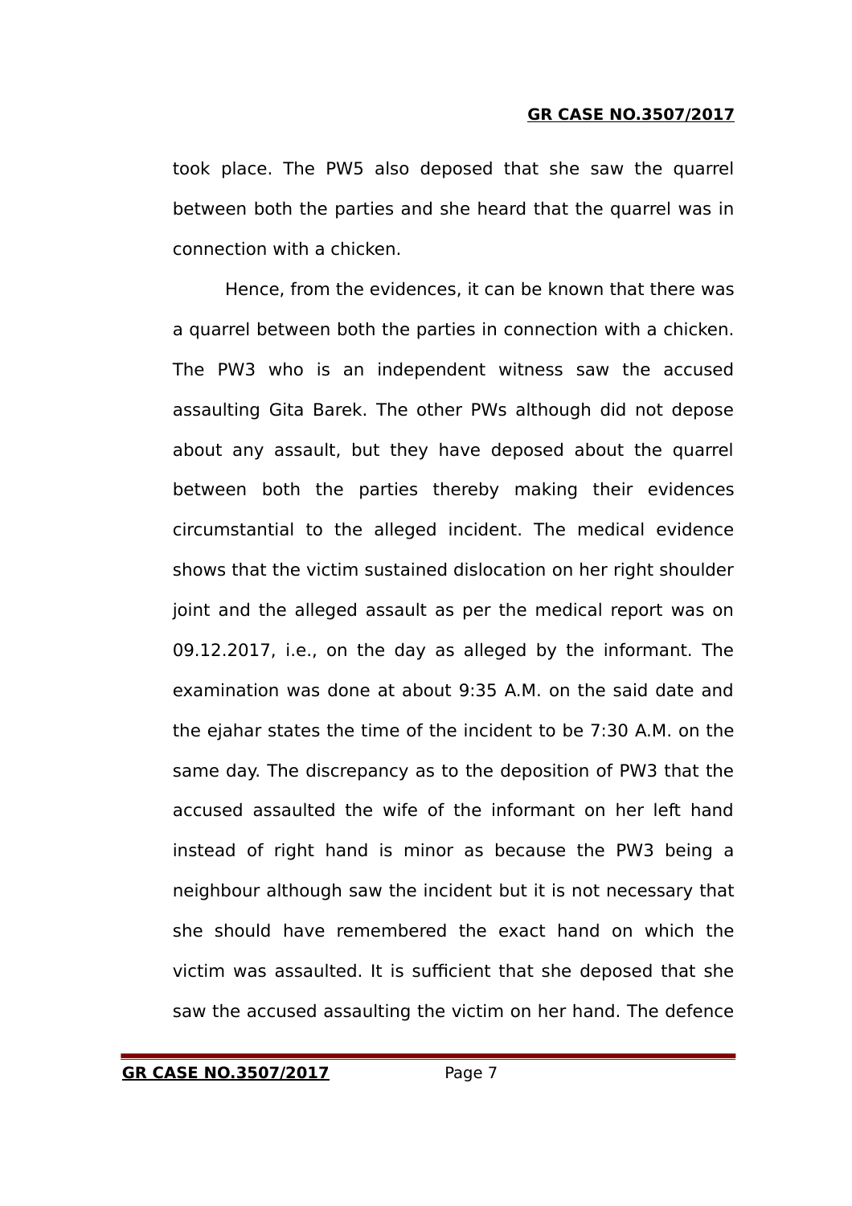took place. The PW5 also deposed that she saw the quarrel between both the parties and she heard that the quarrel was in connection with a chicken.

Hence, from the evidences, it can be known that there was a quarrel between both the parties in connection with a chicken. The PW3 who is an independent witness saw the accused assaulting Gita Barek. The other PWs although did not depose about any assault, but they have deposed about the quarrel between both the parties thereby making their evidences circumstantial to the alleged incident. The medical evidence shows that the victim sustained dislocation on her right shoulder joint and the alleged assault as per the medical report was on 09.12.2017, i.e., on the day as alleged by the informant. The examination was done at about 9:35 A.M. on the said date and the ejahar states the time of the incident to be 7:30 A.M. on the same day. The discrepancy as to the deposition of PW3 that the accused assaulted the wife of the informant on her left hand instead of right hand is minor as because the PW3 being a neighbour although saw the incident but it is not necessary that she should have remembered the exact hand on which the victim was assaulted. It is sufficient that she deposed that she saw the accused assaulting the victim on her hand. The defence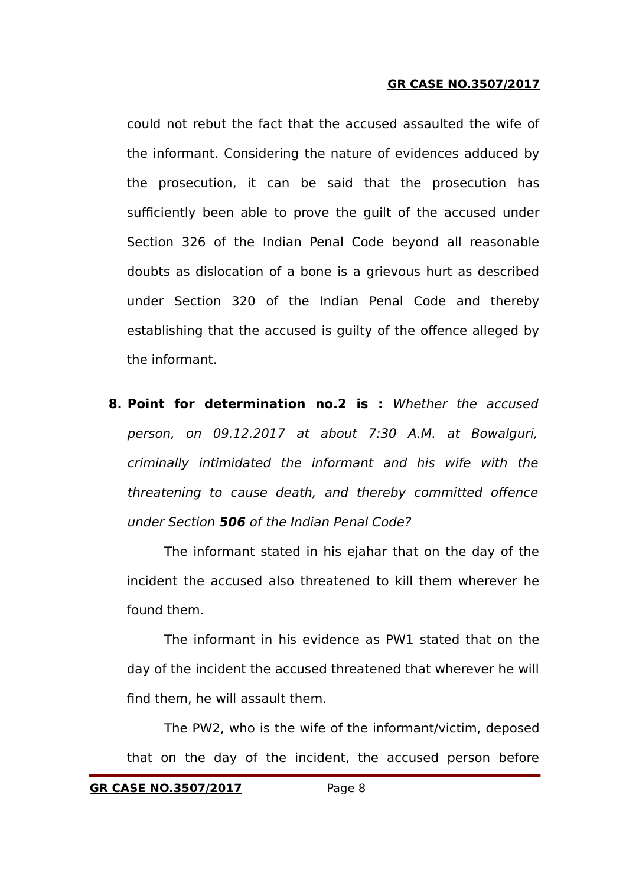could not rebut the fact that the accused assaulted the wife of the informant. Considering the nature of evidences adduced by the prosecution, it can be said that the prosecution has sufficiently been able to prove the guilt of the accused under Section 326 of the Indian Penal Code beyond all reasonable doubts as dislocation of a bone is a grievous hurt as described under Section 320 of the Indian Penal Code and thereby establishing that the accused is guilty of the offence alleged by the informant.

8. **Point for determination no.2 is :** *Whether the accused person, on 09.12.2017 at about 7:30 A.M. at Bowalguri, criminally intimidated the informant and his wife with the threatening to cause death, and thereby committed offence under Section* ***506*** *of the Indian Penal Code?*

   The informant stated in his ejahar that on the day of the incident the accused also threatened to kill them wherever he found them.

   The informant in his evidence as PW1 stated that on the day of the incident the accused threatened that wherever he will find them, he will assault them.

   The PW2, who is the wife of the informant/victim, deposed that on the day of the incident, the accused person before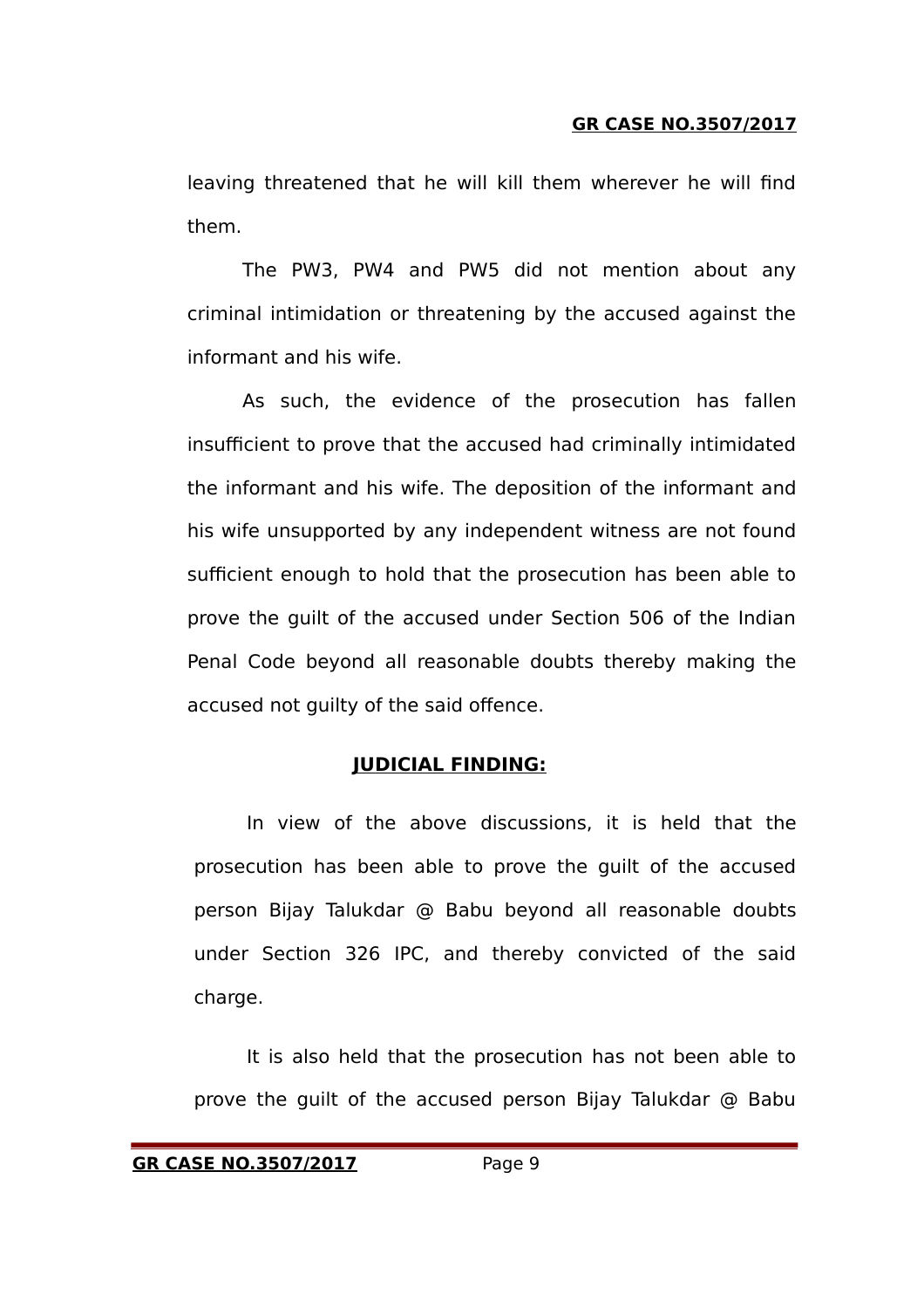leaving threatened that he will kill them wherever he will find them.

The PW3, PW4 and PW5 did not mention about any criminal intimidation or threatening by the accused against the informant and his wife.

As such, the evidence of the prosecution has fallen insufficient to prove that the accused had criminally intimidated the informant and his wife. The deposition of the informant and his wife unsupported by any independent witness are not found sufficient enough to hold that the prosecution has been able to prove the guilt of the accused under Section 506 of the Indian Penal Code beyond all reasonable doubts thereby making the accused not guilty of the said offence.

## JUDICIAL FINDING:

In view of the above discussions, it is held that the prosecution has been able to prove the guilt of the accused person Bijay Talukdar @ Babu beyond all reasonable doubts under Section 326 IPC, and thereby convicted of the said charge.

It is also held that the prosecution has not been able to prove the guilt of the accused person Bijay Talukdar @ Babu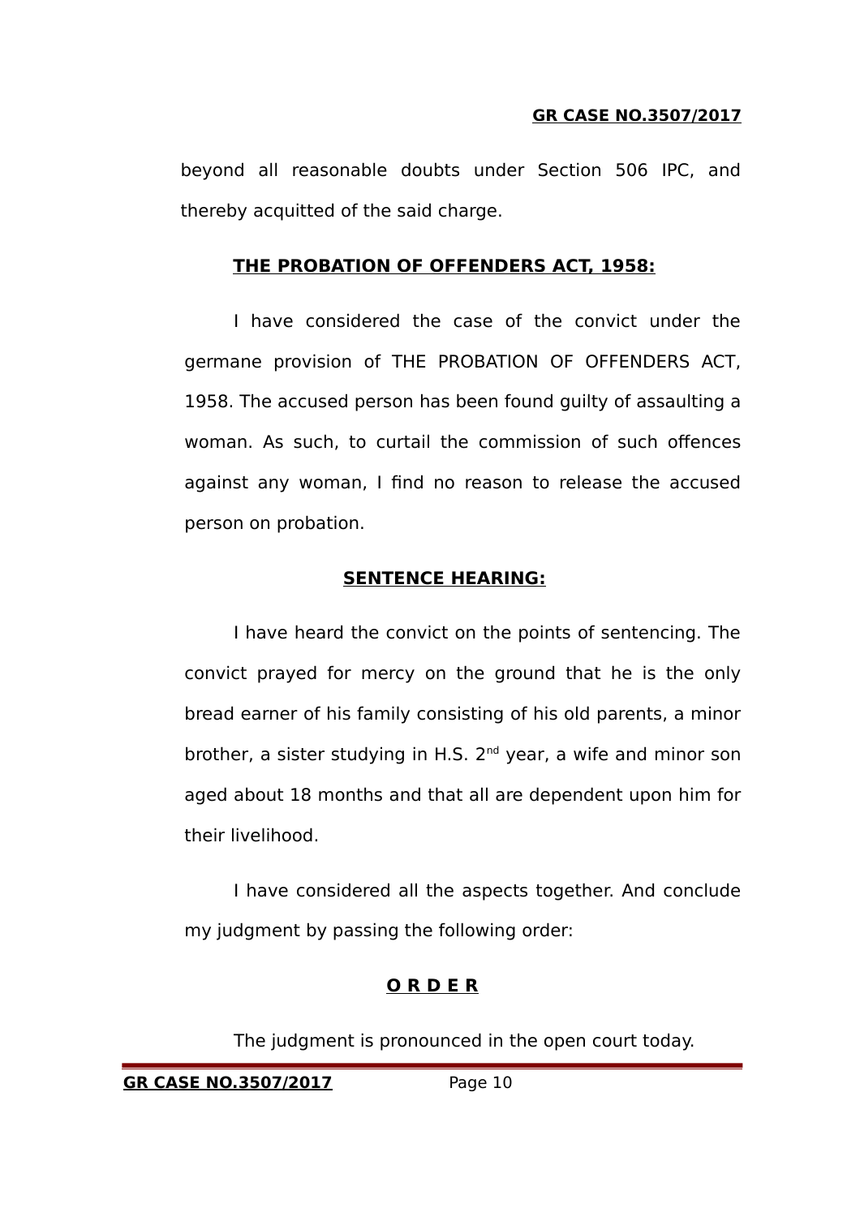beyond all reasonable doubts under Section 506 IPC, and thereby acquitted of the said charge.

**THE PROBATION OF OFFENDERS ACT, 1958:**

I have considered the case of the convict under the germane provision of THE PROBATION OF OFFENDERS ACT, 1958. The accused person has been found guilty of assaulting a woman. As such, to curtail the commission of such offences against any woman, I find no reason to release the accused person on probation.

**SENTENCE HEARING:**

I have heard the convict on the points of sentencing. The convict prayed for mercy on the ground that he is the only bread earner of his family consisting of his old parents, a minor brother, a sister studying in H.S. 2nd year, a wife and minor son aged about 18 months and that all are dependent upon him for their livelihood.

I have considered all the aspects together. And conclude my judgment by passing the following order:

**O R D E R**

The judgment is pronounced in the open court today.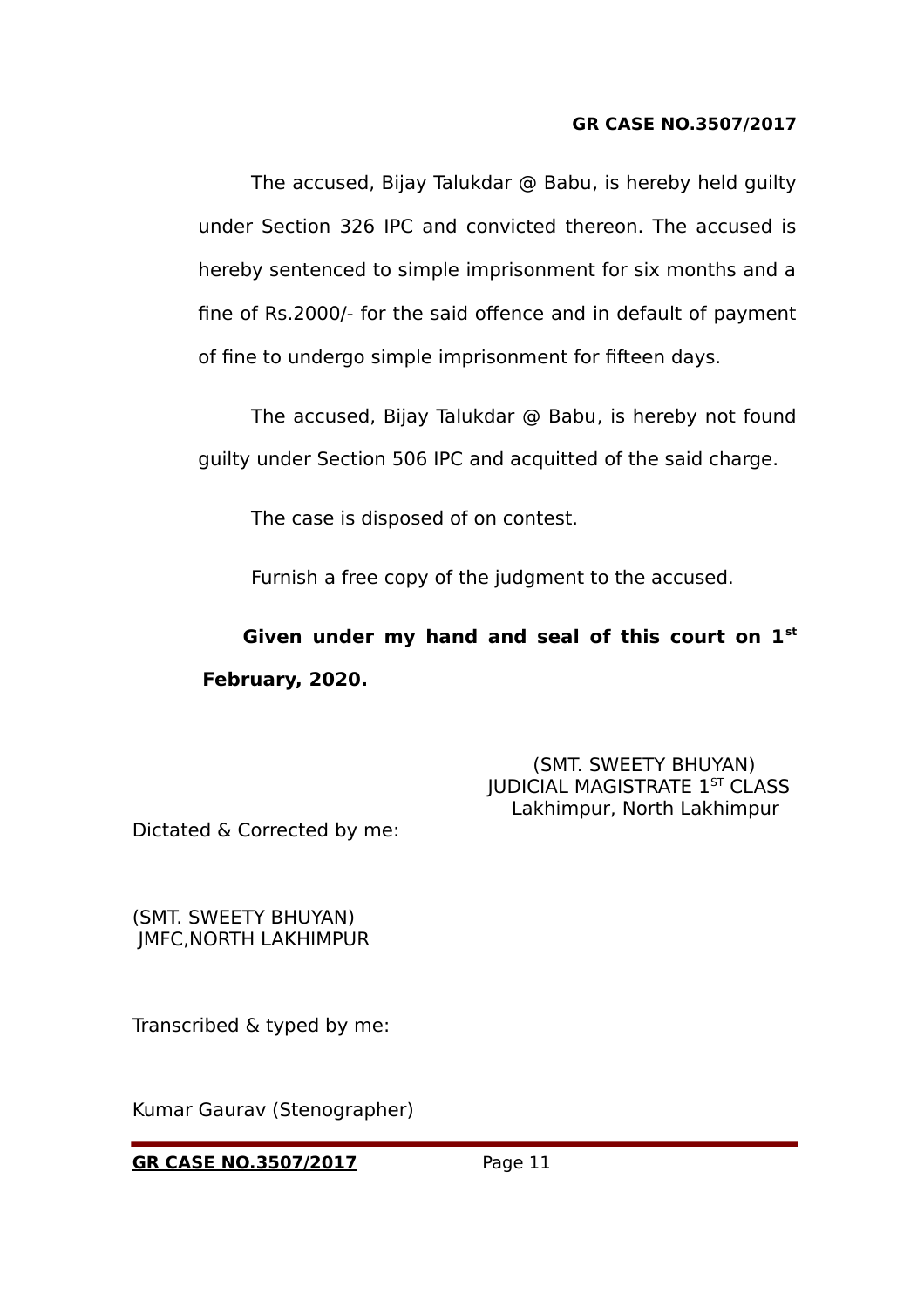The accused, Bijay Talukdar @ Babu, is hereby held guilty under Section 326 IPC and convicted thereon. The accused is hereby sentenced to simple imprisonment for six months and a fine of Rs.2000/- for the said offence and in default of payment of fine to undergo simple imprisonment for fifteen days.

The accused, Bijay Talukdar @ Babu, is hereby not found guilty under Section 506 IPC and acquitted of the said charge.

The case is disposed of on contest.

Furnish a free copy of the judgment to the accused.

**Given under my hand and seal of this court on 1st February, 2020.**

(SMT. SWEETY BHUYAN)
JUDICIAL MAGISTRATE 1ST CLASS
Lakhimpur, North Lakhimpur

Dictated & Corrected by me:

(SMT. SWEETY BHUYAN)
JMFC,NORTH LAKHIMPUR

Transcribed & typed by me:

Kumar Gaurav (Stenographer)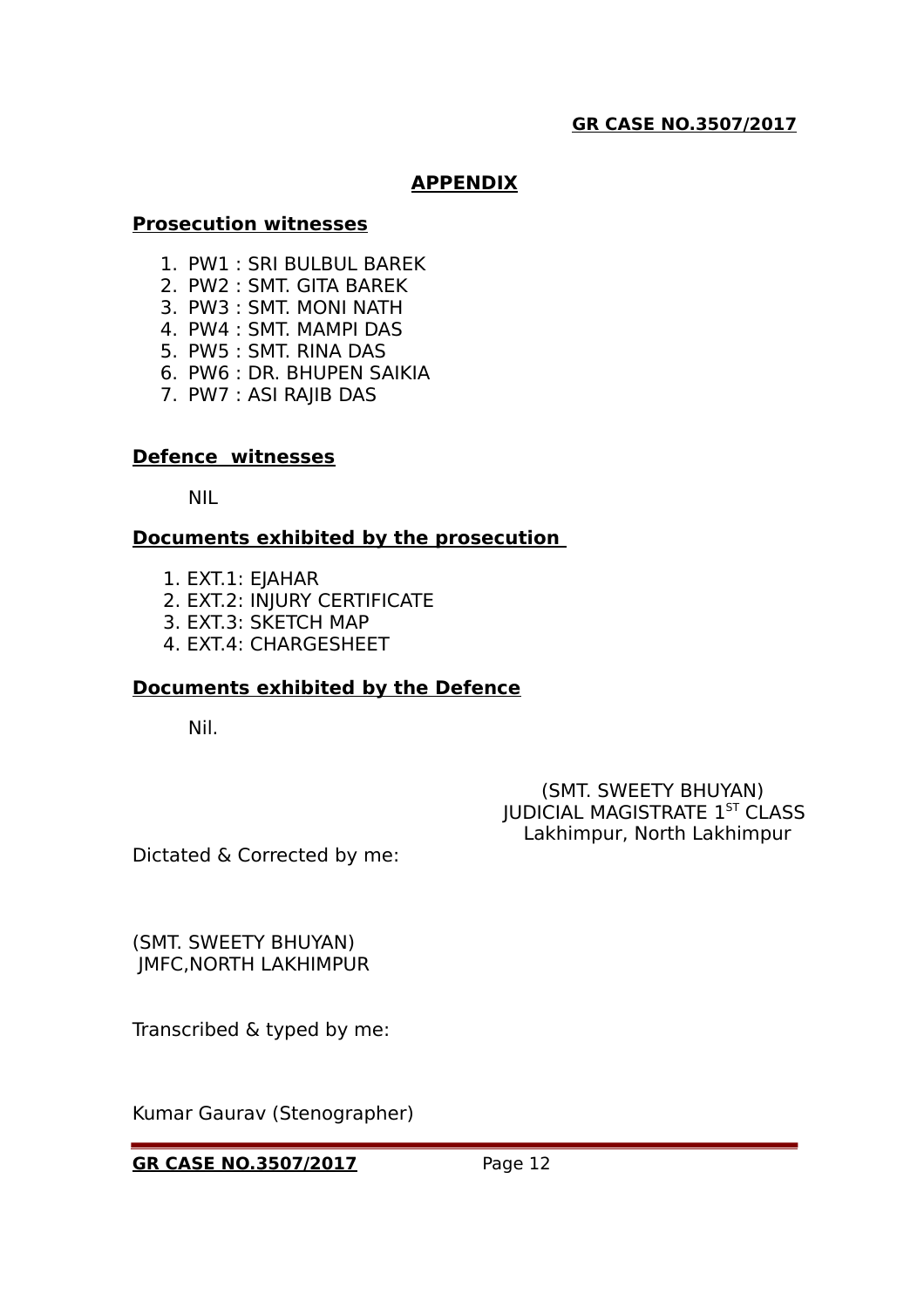GR CASE NO.3507/2017

## APPENDIX

### Prosecution witnesses

1. PW1 : SRI BULBUL BAREK
2. PW2 : SMT. GITA BAREK
3. PW3 : SMT. MONI NATH
4. PW4 : SMT. MAMPI DAS
5. PW5 : SMT. RINA DAS
6. PW6 : DR. BHUPEN SAIKIA
7. PW7 : ASI RAJIB DAS

### Defence witnesses

NIL

### Documents exhibited by the prosecution

1. EXT.1: EJAHAR
2. EXT.2: INJURY CERTIFICATE
3. EXT.3: SKETCH MAP
4. EXT.4: CHARGESHEET

### Documents exhibited by the Defence

Nil.

(SMT. SWEETY BHUYAN)
JUDICIAL MAGISTRATE 1ST CLASS
Lakhimpur, North Lakhimpur

Dictated & Corrected by me:

(SMT. SWEETY BHUYAN)
JMFC,NORTH LAKHIMPUR

Transcribed & typed by me:

Kumar Gaurav (Stenographer)